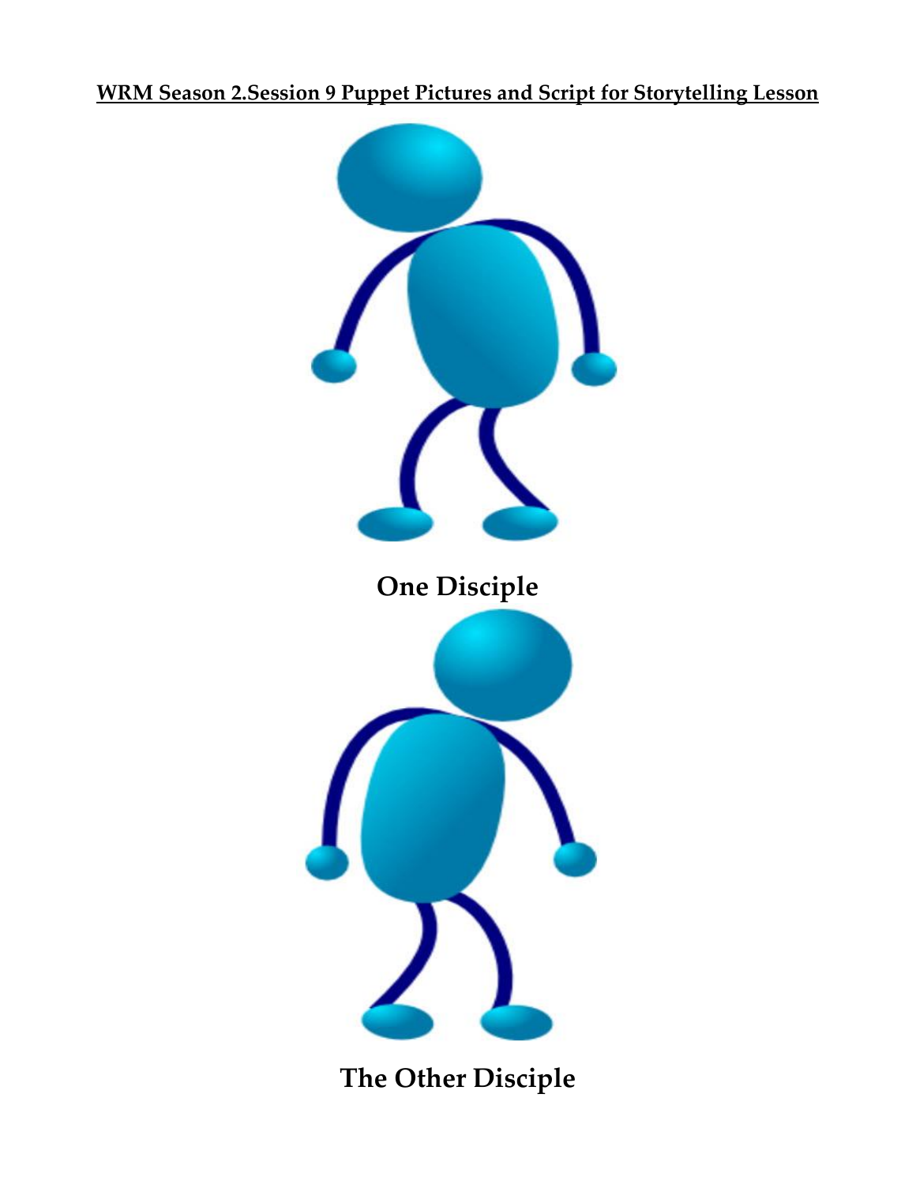**WRM Season 2.Session 9 Puppet Pictures and Script for Storytelling Lesson**

**One Disciple**

**The Other Disciple**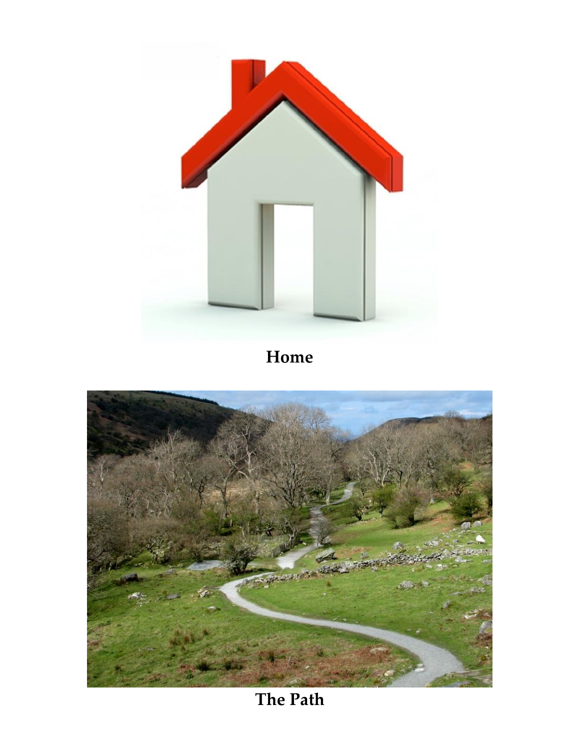**Home**

**The Path**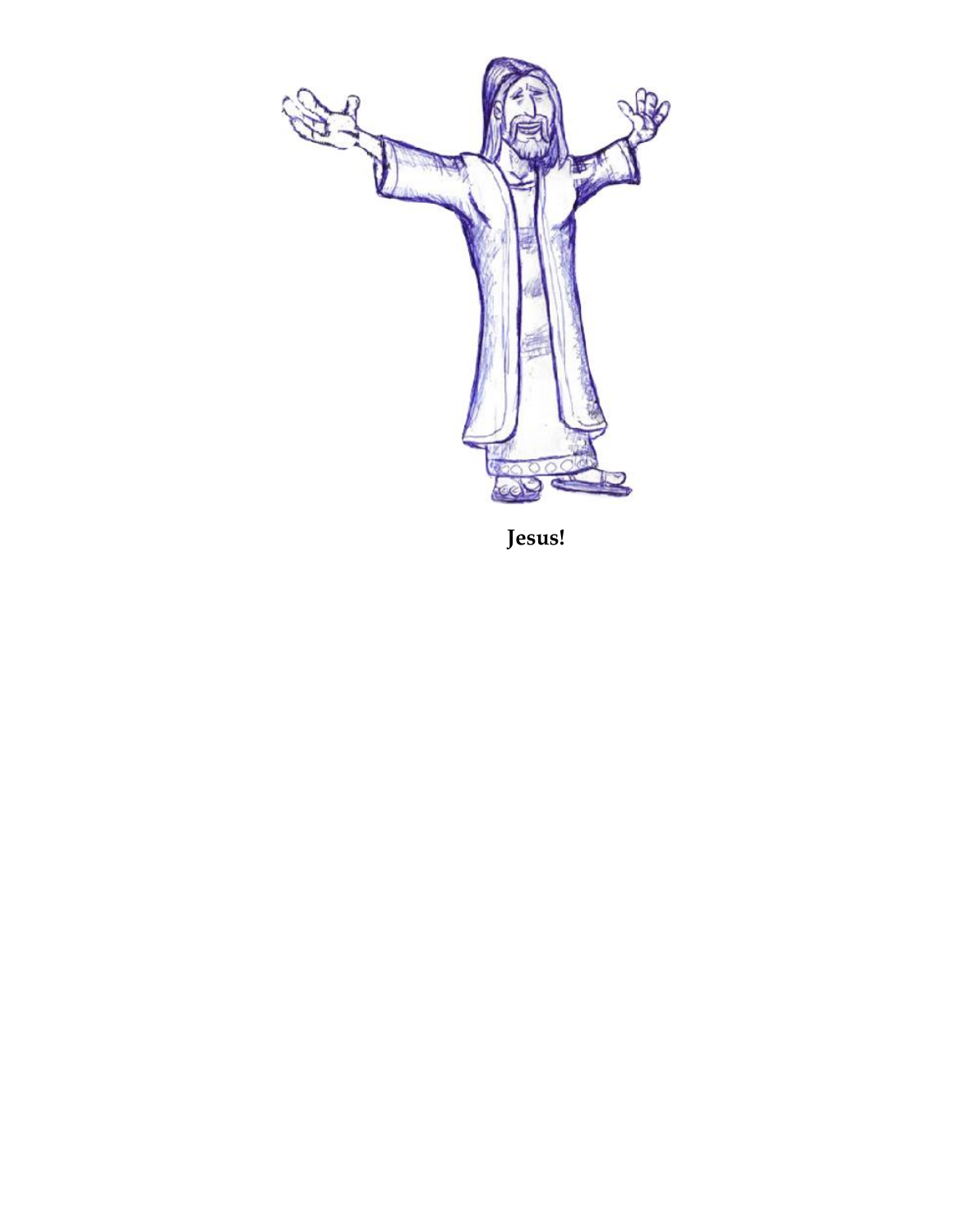**Jesus!**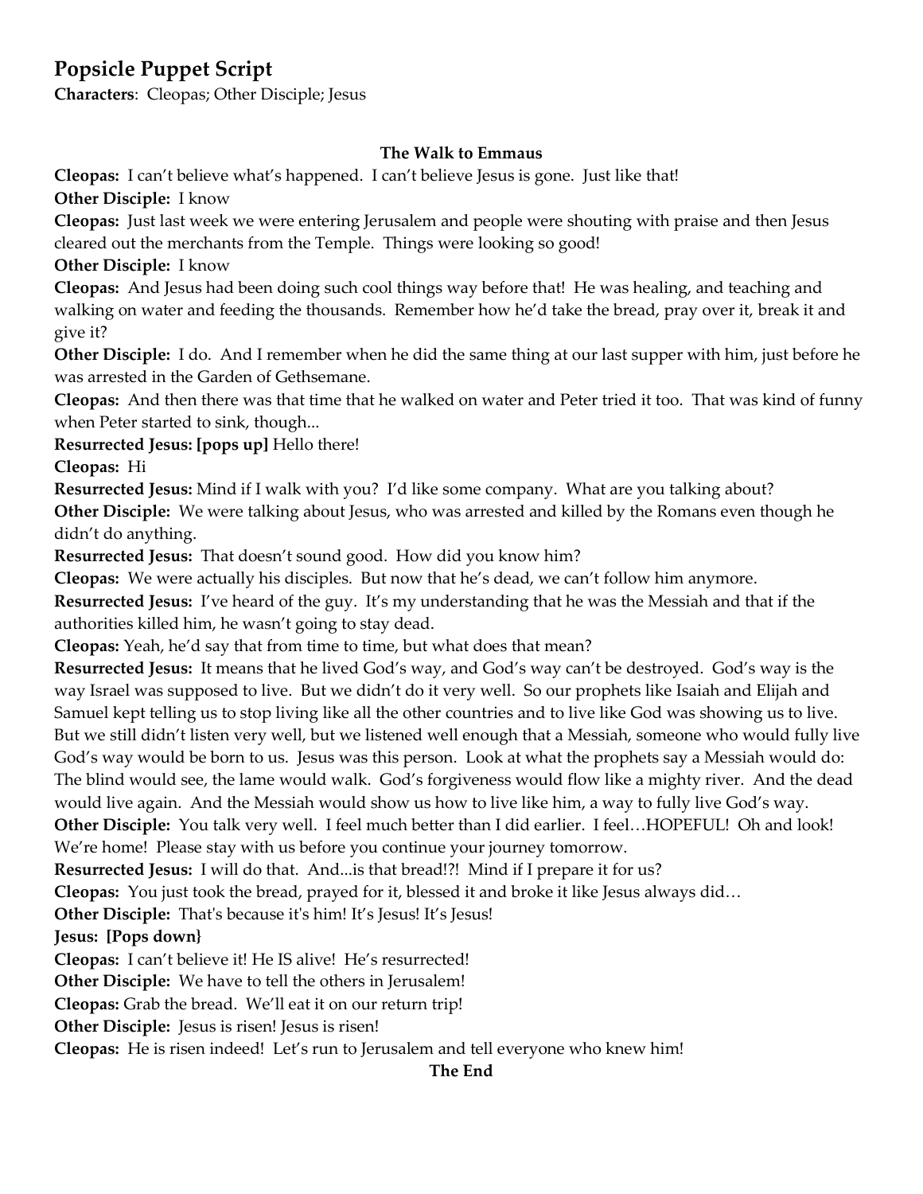## Popsicle Puppet Script

**Characters**: Cleopas; Other Disciple; Jesus

**The Walk to Emmaus**

**Cleopas:** I can't believe what's happened. I can't believe Jesus is gone. Just like that!

**Other Disciple:** I know

**Cleopas:** Just last week we were entering Jerusalem and people were shouting with praise and then Jesus cleared out the merchants from the Temple. Things were looking so good!

**Other Disciple:** I know

**Cleopas:** And Jesus had been doing such cool things way before that! He was healing, and teaching and walking on water and feeding the thousands. Remember how he'd take the bread, pray over it, break it and give it?

**Other Disciple:** I do. And I remember when he did the same thing at our last supper with him, just before he was arrested in the Garden of Gethsemane.

**Cleopas:** And then there was that time that he walked on water and Peter tried it too. That was kind of funny when Peter started to sink, though...

**Resurrected Jesus: [pops up]** Hello there!

**Cleopas:** Hi

**Resurrected Jesus:** Mind if I walk with you? I'd like some company. What are you talking about?

**Other Disciple:** We were talking about Jesus, who was arrested and killed by the Romans even though he didn't do anything.

**Resurrected Jesus:** That doesn't sound good. How did you know him?

**Cleopas:** We were actually his disciples. But now that he's dead, we can't follow him anymore.

**Resurrected Jesus:** I've heard of the guy. It's my understanding that he was the Messiah and that if the authorities killed him, he wasn't going to stay dead.

**Cleopas:** Yeah, he'd say that from time to time, but what does that mean?

**Resurrected Jesus:** It means that he lived God's way, and God's way can't be destroyed. God's way is the way Israel was supposed to live. But we didn't do it very well. So our prophets like Isaiah and Elijah and Samuel kept telling us to stop living like all the other countries and to live like God was showing us to live. But we still didn't listen very well, but we listened well enough that a Messiah, someone who would fully live God's way would be born to us. Jesus was this person. Look at what the prophets say a Messiah would do: The blind would see, the lame would walk. God's forgiveness would flow like a mighty river. And the dead would live again. And the Messiah would show us how to live like him, a way to fully live God's way.

**Other Disciple:** You talk very well. I feel much better than I did earlier. I feel…HOPEFUL! Oh and look! We're home! Please stay with us before you continue your journey tomorrow.

**Resurrected Jesus:** I will do that. And...is that bread!?! Mind if I prepare it for us?

**Cleopas:** You just took the bread, prayed for it, blessed it and broke it like Jesus always did…

**Other Disciple:** That's because it's him! It's Jesus! It's Jesus!

**Jesus: [Pops down}**

**Cleopas:** I can't believe it! He IS alive! He's resurrected!

**Other Disciple:** We have to tell the others in Jerusalem!

**Cleopas:** Grab the bread. We'll eat it on our return trip!

**Other Disciple:** Jesus is risen! Jesus is risen!

**Cleopas:** He is risen indeed! Let's run to Jerusalem and tell everyone who knew him!

**The End**